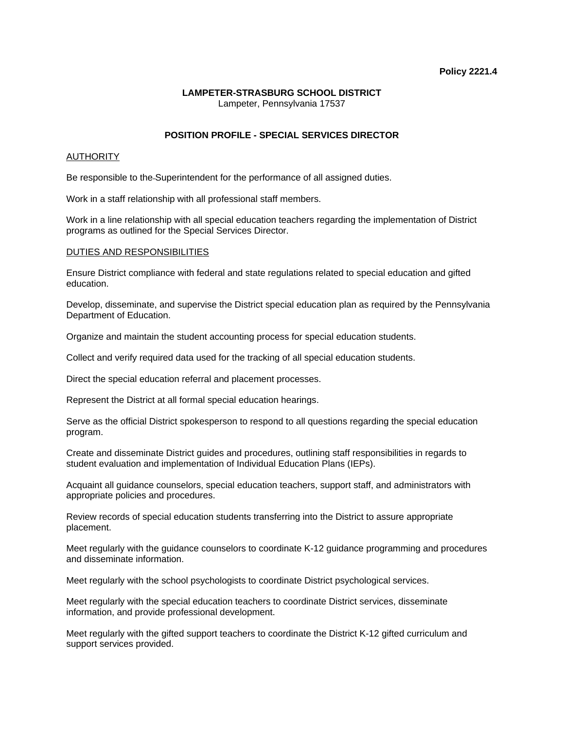**Policy 2221.4**

**LAMPETER-STRASBURG SCHOOL DISTRICT**
Lampeter, Pennsylvania 17537

# POSITION PROFILE - SPECIAL SERVICES DIRECTOR

## AUTHORITY

Be responsible to the Superintendent for the performance of all assigned duties.

Work in a staff relationship with all professional staff members.

Work in a line relationship with all special education teachers regarding the implementation of District programs as outlined for the Special Services Director.

## DUTIES AND RESPONSIBILITIES

Ensure District compliance with federal and state regulations related to special education and gifted education.

Develop, disseminate, and supervise the District special education plan as required by the Pennsylvania Department of Education.

Organize and maintain the student accounting process for special education students.

Collect and verify required data used for the tracking of all special education students.

Direct the special education referral and placement processes.

Represent the District at all formal special education hearings.

Serve as the official District spokesperson to respond to all questions regarding the special education program.

Create and disseminate District guides and procedures, outlining staff responsibilities in regards to student evaluation and implementation of Individual Education Plans (IEPs).

Acquaint all guidance counselors, special education teachers, support staff, and administrators with appropriate policies and procedures.

Review records of special education students transferring into the District to assure appropriate placement.

Meet regularly with the guidance counselors to coordinate K-12 guidance programming and procedures and disseminate information.

Meet regularly with the school psychologists to coordinate District psychological services.

Meet regularly with the special education teachers to coordinate District services, disseminate information, and provide professional development.

Meet regularly with the gifted support teachers to coordinate the District K-12 gifted curriculum and support services provided.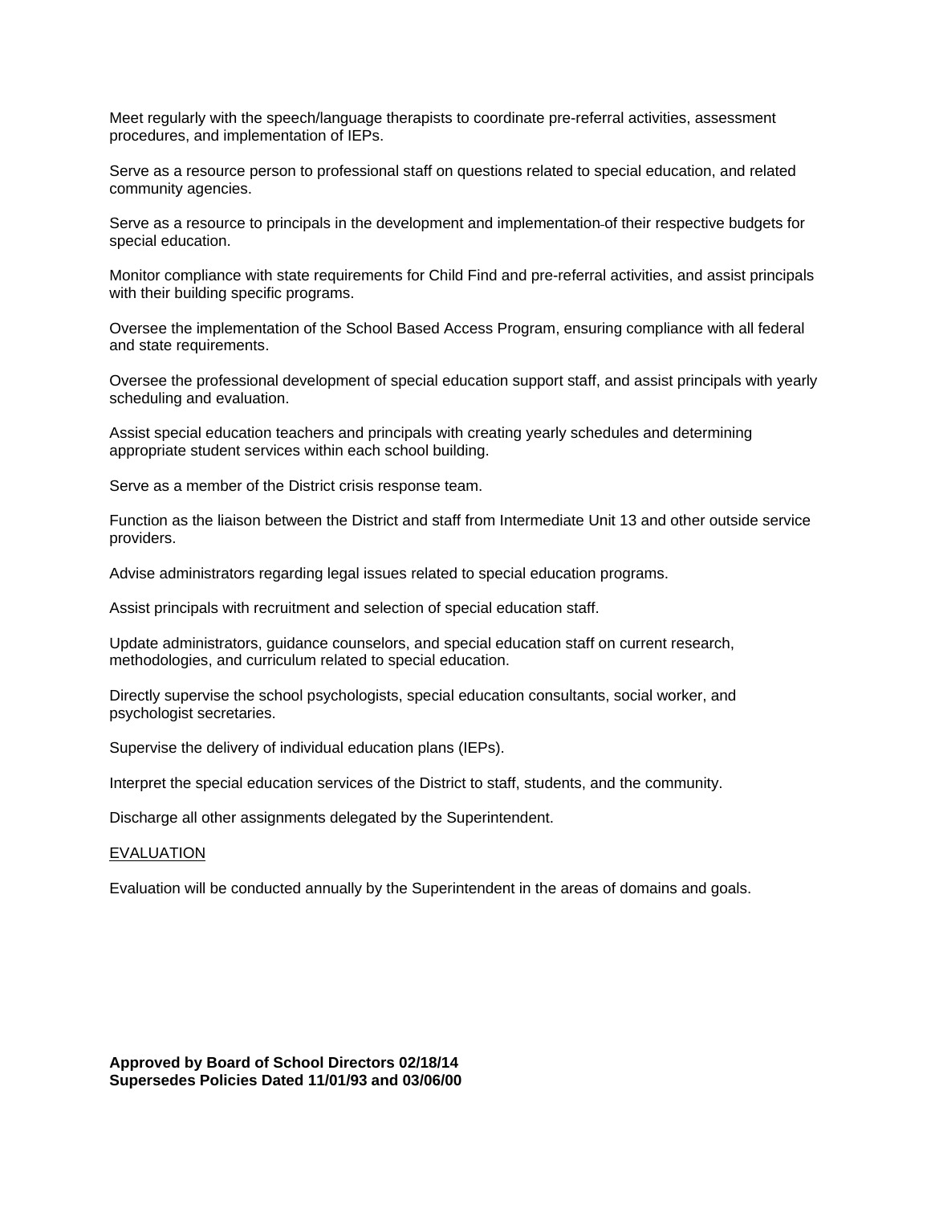Meet regularly with the speech/language therapists to coordinate pre-referral activities, assessment procedures, and implementation of IEPs.

Serve as a resource person to professional staff on questions related to special education, and related community agencies.

Serve as a resource to principals in the development and implementation of their respective budgets for special education.

Monitor compliance with state requirements for Child Find and pre-referral activities, and assist principals with their building specific programs.

Oversee the implementation of the School Based Access Program, ensuring compliance with all federal and state requirements.

Oversee the professional development of special education support staff, and assist principals with yearly scheduling and evaluation.

Assist special education teachers and principals with creating yearly schedules and determining appropriate student services within each school building.

Serve as a member of the District crisis response team.

Function as the liaison between the District and staff from Intermediate Unit 13 and other outside service providers.

Advise administrators regarding legal issues related to special education programs.

Assist principals with recruitment and selection of special education staff.

Update administrators, guidance counselors, and special education staff on current research, methodologies, and curriculum related to special education.

Directly supervise the school psychologists, special education consultants, social worker, and psychologist secretaries.

Supervise the delivery of individual education plans (IEPs).

Interpret the special education services of the District to staff, students, and the community.

Discharge all other assignments delegated by the Superintendent.

## EVALUATION

Evaluation will be conducted annually by the Superintendent in the areas of domains and goals.

**Approved by Board of School Directors 02/18/14**
**Supersedes Policies Dated 11/01/93 and 03/06/00**